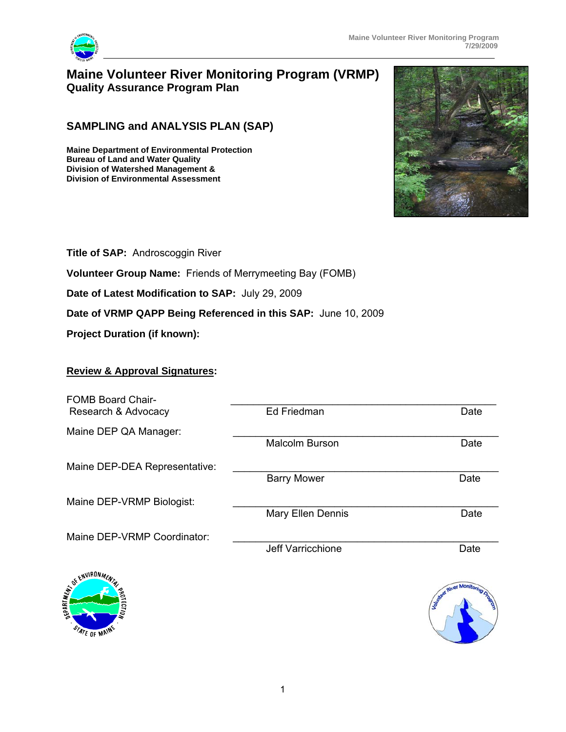# Maine Volunteer River Monitoring Program (VRMP)

**Quality Assurance Program Plan**

## SAMPLING and ANALYSIS PLAN (SAP)

**Maine Department of Environmental Protection**
**Bureau of Land and Water Quality**
**Division of Watershed Management &**
**Division of Environmental Assessment**

**Title of SAP:** Androscoggin River

**Volunteer Group Name:** Friends of Merrymeeting Bay (FOMB)

**Date of Latest Modification to SAP:** July 29, 2009

**Date of VRMP QAPP Being Referenced in this SAP:** June 10, 2009

**Project Duration (if known):**

**<u>Review & Approval Signatures</u>:**

| Role | Name | Date |
|---|---|---|
| FOMB Board Chair-Research & Advocacy | Ed Friedman | Date |
| Maine DEP QA Manager: | Malcolm Burson | Date |
| Maine DEP-DEA Representative: | Barry Mower | Date |
| Maine DEP-VRMP Biologist: | Mary Ellen Dennis | Date |
| Maine DEP-VRMP Coordinator: | Jeff Varricchione | Date |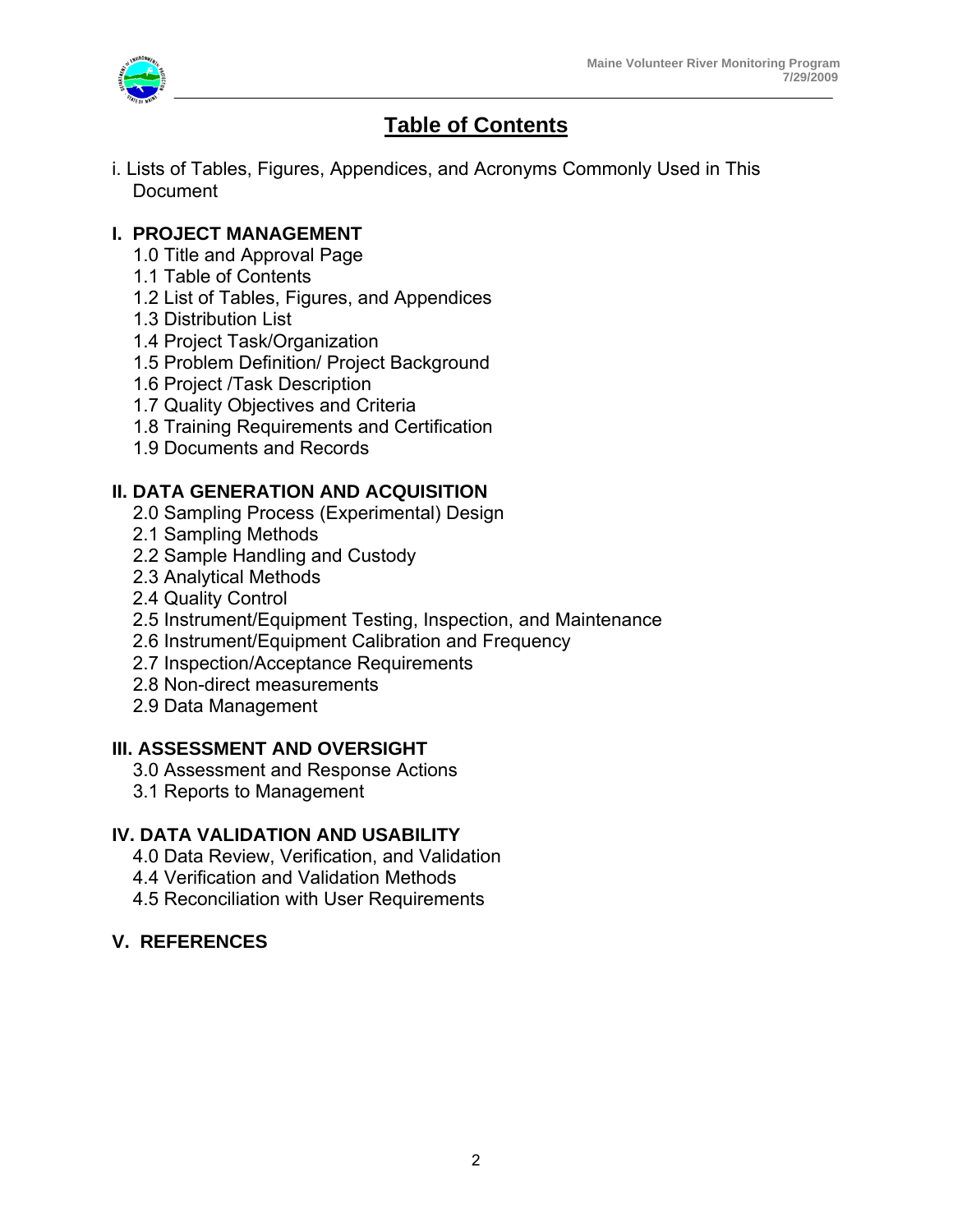# Table of Contents

i. Lists of Tables, Figures, Appendices, and Acronyms Commonly Used in This Document

## I. PROJECT MANAGEMENT

1.0 Title and Approval Page
1.1 Table of Contents
1.2 List of Tables, Figures, and Appendices
1.3 Distribution List
1.4 Project Task/Organization
1.5 Problem Definition/ Project Background
1.6 Project /Task Description
1.7 Quality Objectives and Criteria
1.8 Training Requirements and Certification
1.9 Documents and Records

## II. DATA GENERATION AND ACQUISITION

2.0 Sampling Process (Experimental) Design
2.1 Sampling Methods
2.2 Sample Handling and Custody
2.3 Analytical Methods
2.4 Quality Control
2.5 Instrument/Equipment Testing, Inspection, and Maintenance
2.6 Instrument/Equipment Calibration and Frequency
2.7 Inspection/Acceptance Requirements
2.8 Non-direct measurements
2.9 Data Management

## III. ASSESSMENT AND OVERSIGHT

3.0 Assessment and Response Actions
3.1 Reports to Management

## IV. DATA VALIDATION AND USABILITY

4.0 Data Review, Verification, and Validation
4.4 Verification and Validation Methods
4.5 Reconciliation with User Requirements

## V. REFERENCES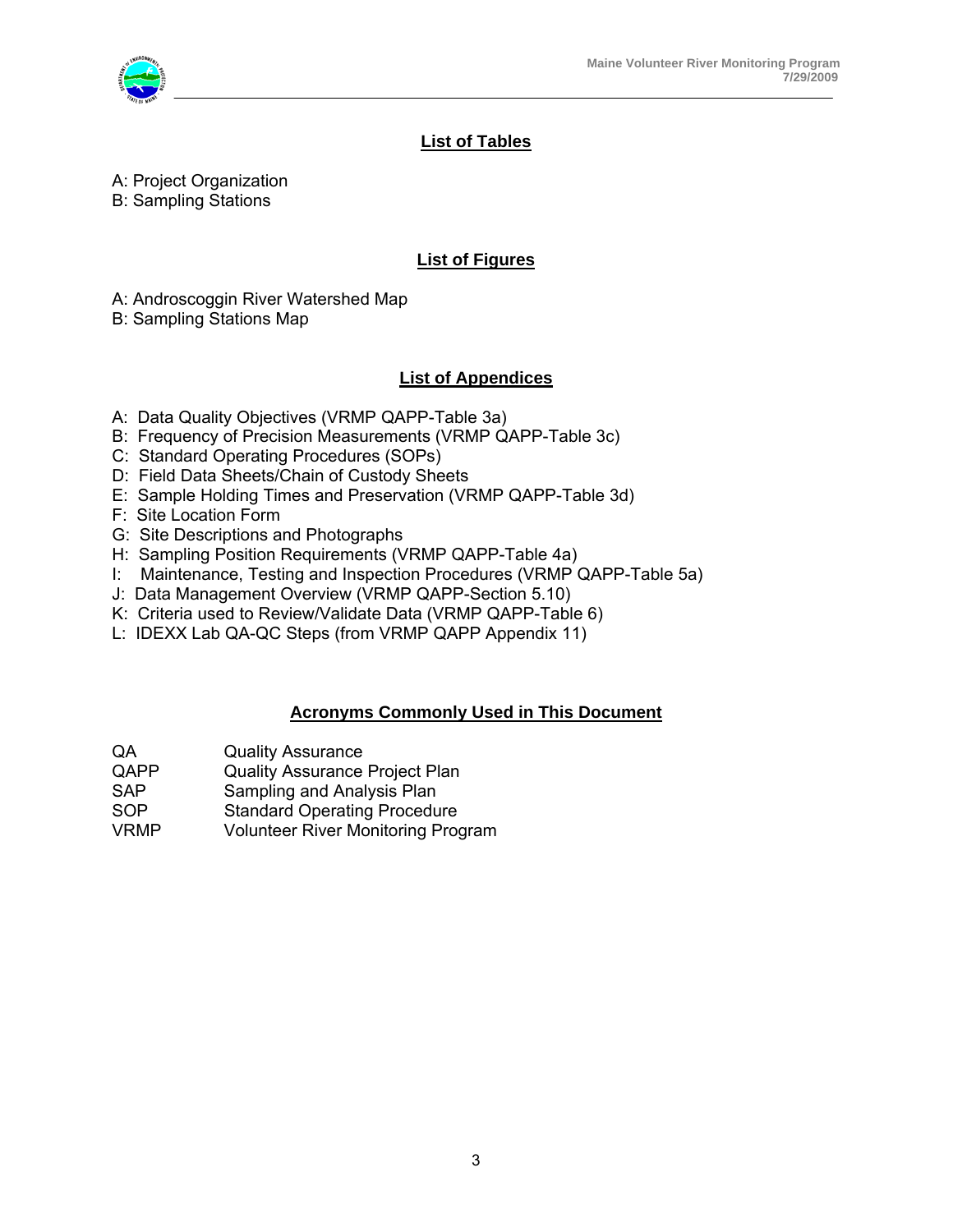## List of Tables

A: Project Organization
B: Sampling Stations

## List of Figures

A: Androscoggin River Watershed Map
B: Sampling Stations Map

## List of Appendices

A: Data Quality Objectives (VRMP QAPP-Table 3a)
B: Frequency of Precision Measurements (VRMP QAPP-Table 3c)
C: Standard Operating Procedures (SOPs)
D: Field Data Sheets/Chain of Custody Sheets
E: Sample Holding Times and Preservation (VRMP QAPP-Table 3d)
F: Site Location Form
G: Site Descriptions and Photographs
H: Sampling Position Requirements (VRMP QAPP-Table 4a)
I: Maintenance, Testing and Inspection Procedures (VRMP QAPP-Table 5a)
J: Data Management Overview (VRMP QAPP-Section 5.10)
K: Criteria used to Review/Validate Data (VRMP QAPP-Table 6)
L: IDEXX Lab QA-QC Steps (from VRMP QAPP Appendix 11)

## Acronyms Commonly Used in This Document

| | |
|---|---|
| QA | Quality Assurance |
| QAPP | Quality Assurance Project Plan |
| SAP | Sampling and Analysis Plan |
| SOP | Standard Operating Procedure |
| VRMP | Volunteer River Monitoring Program |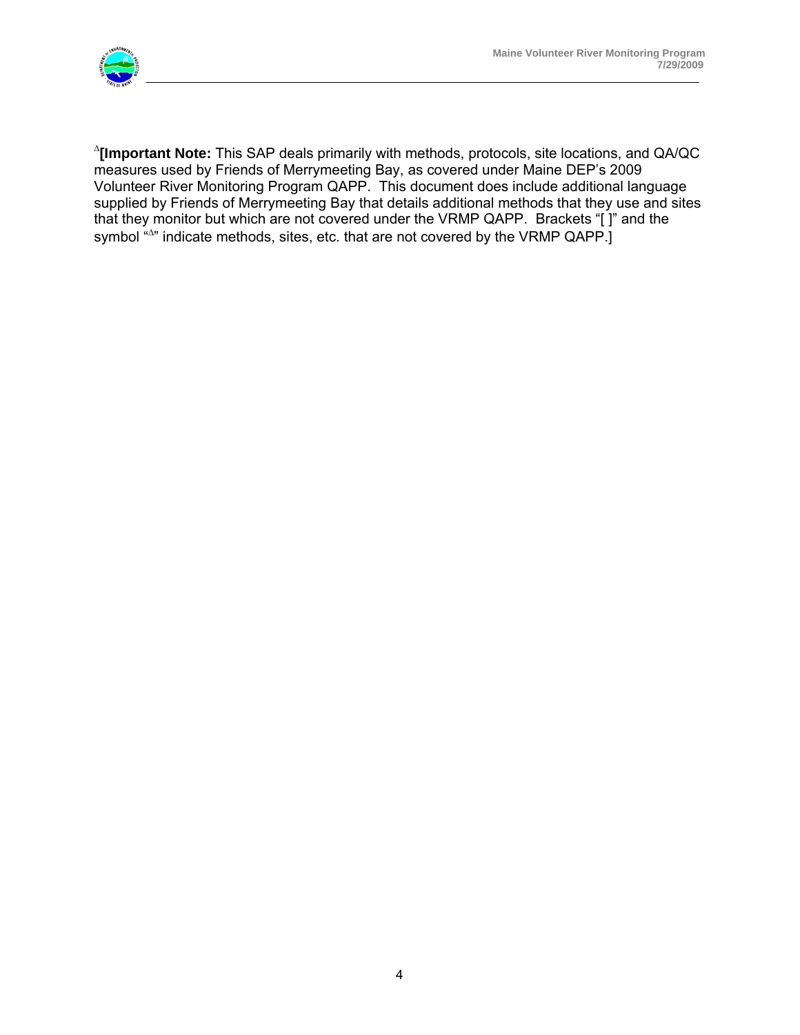^Δ^**[Important Note:** This SAP deals primarily with methods, protocols, site locations, and QA/QC measures used by Friends of Merrymeeting Bay, as covered under Maine DEP's 2009 Volunteer River Monitoring Program QAPP. This document does include additional language supplied by Friends of Merrymeeting Bay that details additional methods that they use and sites that they monitor but which are not covered under the VRMP QAPP. Brackets "[ ]" and the symbol "Δ" indicate methods, sites, etc. that are not covered by the VRMP QAPP.]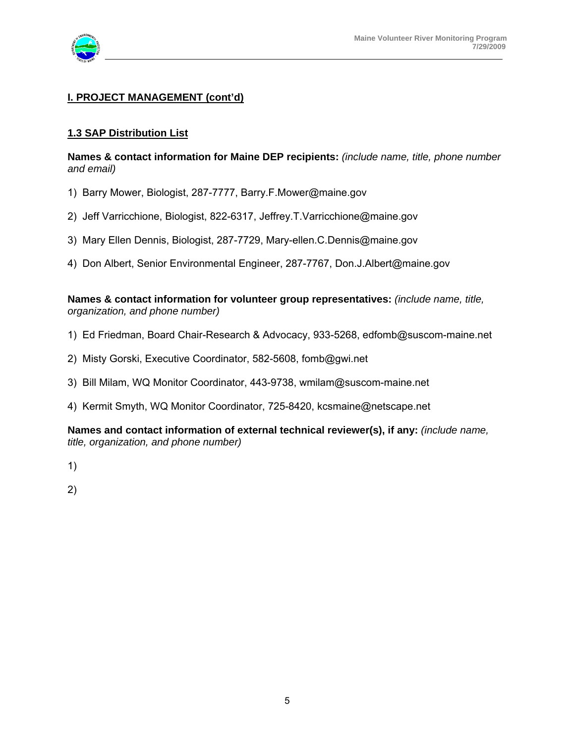## I. PROJECT MANAGEMENT (cont'd)

### 1.3 SAP Distribution List

**Names & contact information for Maine DEP recipients:** *(include name, title, phone number and email)*

1) Barry Mower, Biologist, 287-7777, Barry.F.Mower@maine.gov

2) Jeff Varricchione, Biologist, 822-6317, Jeffrey.T.Varricchione@maine.gov

3) Mary Ellen Dennis, Biologist, 287-7729, Mary-ellen.C.Dennis@maine.gov

4) Don Albert, Senior Environmental Engineer, 287-7767, Don.J.Albert@maine.gov

**Names & contact information for volunteer group representatives:** *(include name, title, organization, and phone number)*

1) Ed Friedman, Board Chair-Research & Advocacy, 933-5268, edfomb@suscom-maine.net

2) Misty Gorski, Executive Coordinator, 582-5608, fomb@gwi.net

3) Bill Milam, WQ Monitor Coordinator, 443-9738, wmilam@suscom-maine.net

4) Kermit Smyth, WQ Monitor Coordinator, 725-8420, kcsmaine@netscape.net

**Names and contact information of external technical reviewer(s), if any:** *(include name, title, organization, and phone number)*

1)

2)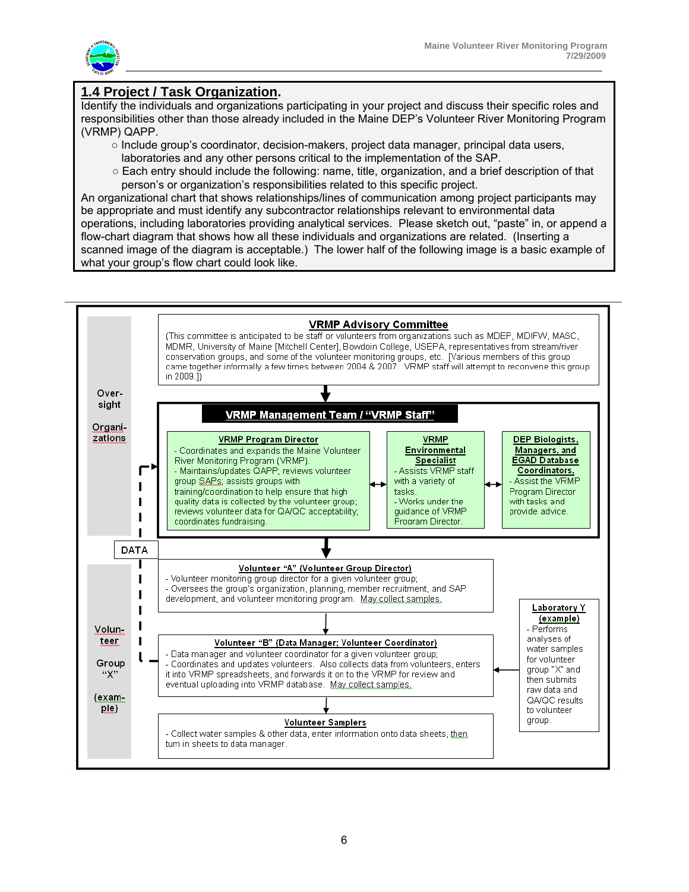## 1.4 Project / Task Organization.

Identify the individuals and organizations participating in your project and discuss their specific roles and responsibilities other than those already included in the Maine DEP's Volunteer River Monitoring Program (VRMP) QAPP.

- Include group's coordinator, decision-makers, project data manager, principal data users, laboratories and any other persons critical to the implementation of the SAP.
- Each entry should include the following: name, title, organization, and a brief description of that person's or organization's responsibilities related to this specific project.

An organizational chart that shows relationships/lines of communication among project participants may be appropriate and must identify any subcontractor relationships relevant to environmental data operations, including laboratories providing analytical services. Please sketch out, "paste" in, or append a flow-chart diagram that shows how all these individuals and organizations are related. (Inserting a scanned image of the diagram is acceptable.) The lower half of the following image is a basic example of what your group's flow chart could look like.

---

**Oversight Organizations**

**VRMP Advisory Committee**
(This committee is anticipated to be staff or volunteers from organizations such as MDEP, MDIFW, MASC, MDMR, University of Maine [Mitchell Center], Bowdoin College, USEPA, representatives from stream/river conservation groups, and some of the volunteer monitoring groups, etc. [Various members of this group came together informally a few times between 2004 & 2007. VRMP staff will attempt to reconvene this group in 2009.])

↓

**VRMP Management Team / "VRMP Staff"**

**VRMP Program Director**
- Coordinates and expands the Maine Volunteer River Monitoring Program (VRMP).
- Maintains/updates QAPP; reviews volunteer group SAPs; assists groups with training/coordination to help ensure that high quality data is collected by the volunteer group; reviews volunteer data for QA/QC acceptability; coordinates fundraising.

↔

**VRMP Environmental Specialist**
- Assists VRMP staff with a variety of tasks.
- Works under the guidance of VRMP Program Director.

↔

**DEP Biologists, Managers, and EGAD Database Coordinators,**
- Assist the VRMP Program Director with tasks and provide advice.

↓

**DATA** (flows from Volunteer "B" to VRMP Program Director)

**Volunteer Group "X" (example)**

**Volunteer "A" (Volunteer Group Director)**
- Volunteer monitoring group director for a given volunteer group;
- Oversees the group's organization, planning, member recruitment, and SAP development, and volunteer monitoring program. May collect samples.

↓

**Volunteer "B" (Data Manager; Volunteer Coordinator)**
- Data manager and volunteer coordinator for a given volunteer group;
- Coordinates and updates volunteers. Also collects data from volunteers, enters it into VRMP spreadsheets, and forwards it on to the VRMP for review and eventual uploading into VRMP database. May collect samples.

↓

**Volunteer Samplers**
- Collect water samples & other data, enter information onto data sheets, then turn in sheets to data manager.

**Laboratory Y (example)** → Volunteer "B"
- Performs analyses of water samples for volunteer group "X" and then submits raw data and QA/QC results to volunteer group.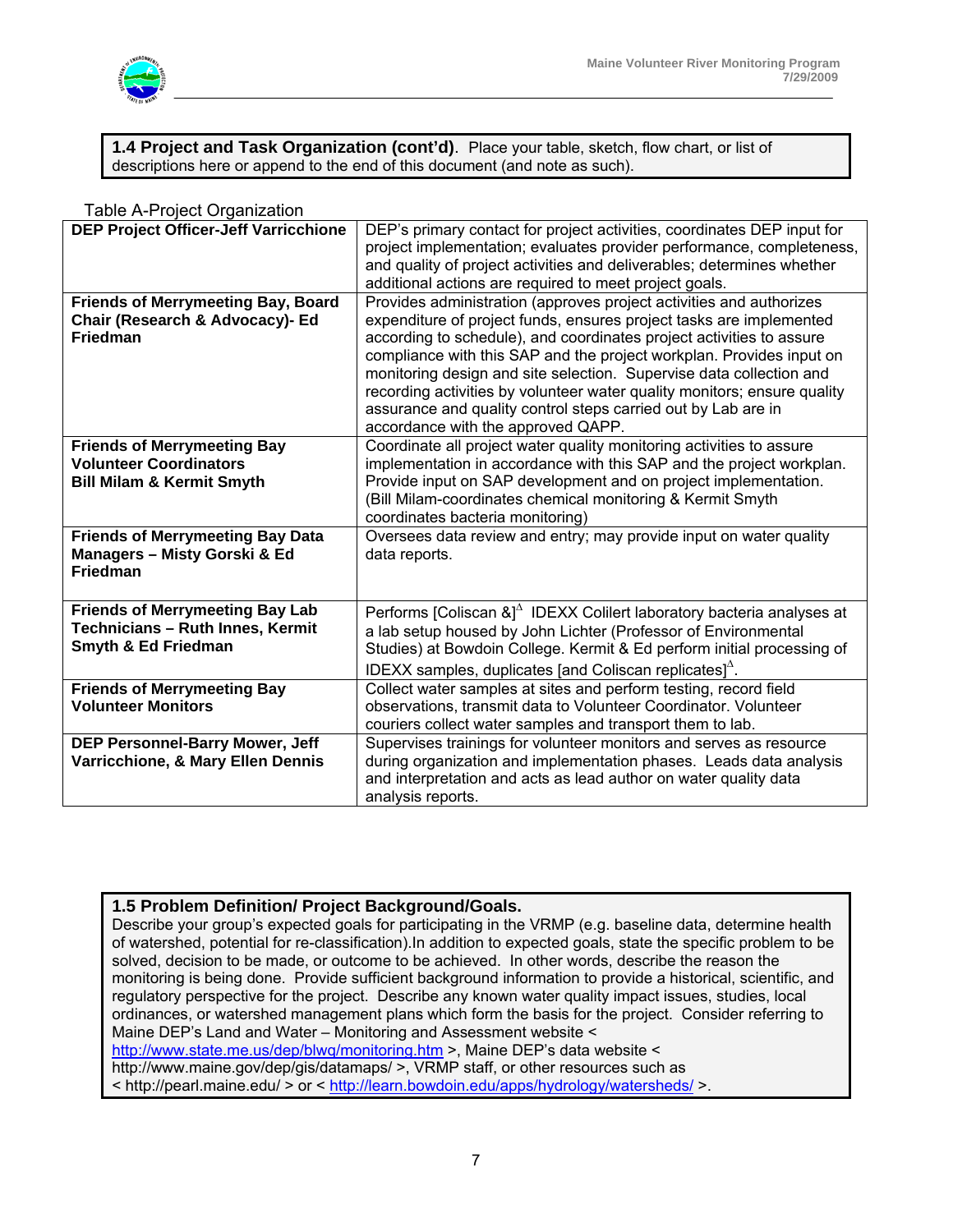**1.4 Project and Task Organization (cont'd)**. Place your table, sketch, flow chart, or list of descriptions here or append to the end of this document (and note as such).

Table A-Project Organization

| **DEP Project Officer-Jeff Varricchione** | DEP's primary contact for project activities, coordinates DEP input for project implementation; evaluates provider performance, completeness, and quality of project activities and deliverables; determines whether additional actions are required to meet project goals. |
|---|---|
| **Friends of Merrymeeting Bay, Board Chair (Research & Advocacy)- Ed Friedman** | Provides administration (approves project activities and authorizes expenditure of project funds, ensures project tasks are implemented according to schedule), and coordinates project activities to assure compliance with this SAP and the project workplan. Provides input on monitoring design and site selection. Supervise data collection and recording activities by volunteer water quality monitors; ensure quality assurance and quality control steps carried out by Lab are in accordance with the approved QAPP. |
| **Friends of Merrymeeting Bay Volunteer Coordinators Bill Milam & Kermit Smyth** | Coordinate all project water quality monitoring activities to assure implementation in accordance with this SAP and the project workplan. Provide input on SAP development and on project implementation. (Bill Milam-coordinates chemical monitoring & Kermit Smyth coordinates bacteria monitoring) |
| **Friends of Merrymeeting Bay Data Managers – Misty Gorski & Ed Friedman** | Oversees data review and entry; may provide input on water quality data reports. |
| **Friends of Merrymeeting Bay Lab Technicians – Ruth Innes, Kermit Smyth & Ed Friedman** | Performs [Coliscan &]$^{\Delta}$ IDEXX Colilert laboratory bacteria analyses at a lab setup housed by John Lichter (Professor of Environmental Studies) at Bowdoin College. Kermit & Ed perform initial processing of IDEXX samples, duplicates [and Coliscan replicates]$^{\Delta}$. |
| **Friends of Merrymeeting Bay Volunteer Monitors** | Collect water samples at sites and perform testing, record field observations, transmit data to Volunteer Coordinator. Volunteer couriers collect water samples and transport them to lab. |
| **DEP Personnel-Barry Mower, Jeff Varricchione, & Mary Ellen Dennis** | Supervises trainings for volunteer monitors and serves as resource during organization and implementation phases. Leads data analysis and interpretation and acts as lead author on water quality data analysis reports. |

**1.5 Problem Definition/ Project Background/Goals.**
Describe your group's expected goals for participating in the VRMP (e.g. baseline data, determine health of watershed, potential for re-classification).In addition to expected goals, state the specific problem to be solved, decision to be made, or outcome to be achieved. In other words, describe the reason the monitoring is being done. Provide sufficient background information to provide a historical, scientific, and regulatory perspective for the project. Describe any known water quality impact issues, studies, local ordinances, or watershed management plans which form the basis for the project. Consider referring to Maine DEP's Land and Water – Monitoring and Assessment website < http://www.state.me.us/dep/blwq/monitoring.htm >, Maine DEP's data website < http://www.maine.gov/dep/gis/datamaps/ >, VRMP staff, or other resources such as < http://pearl.maine.edu/ > or < http://learn.bowdoin.edu/apps/hydrology/watersheds/ >.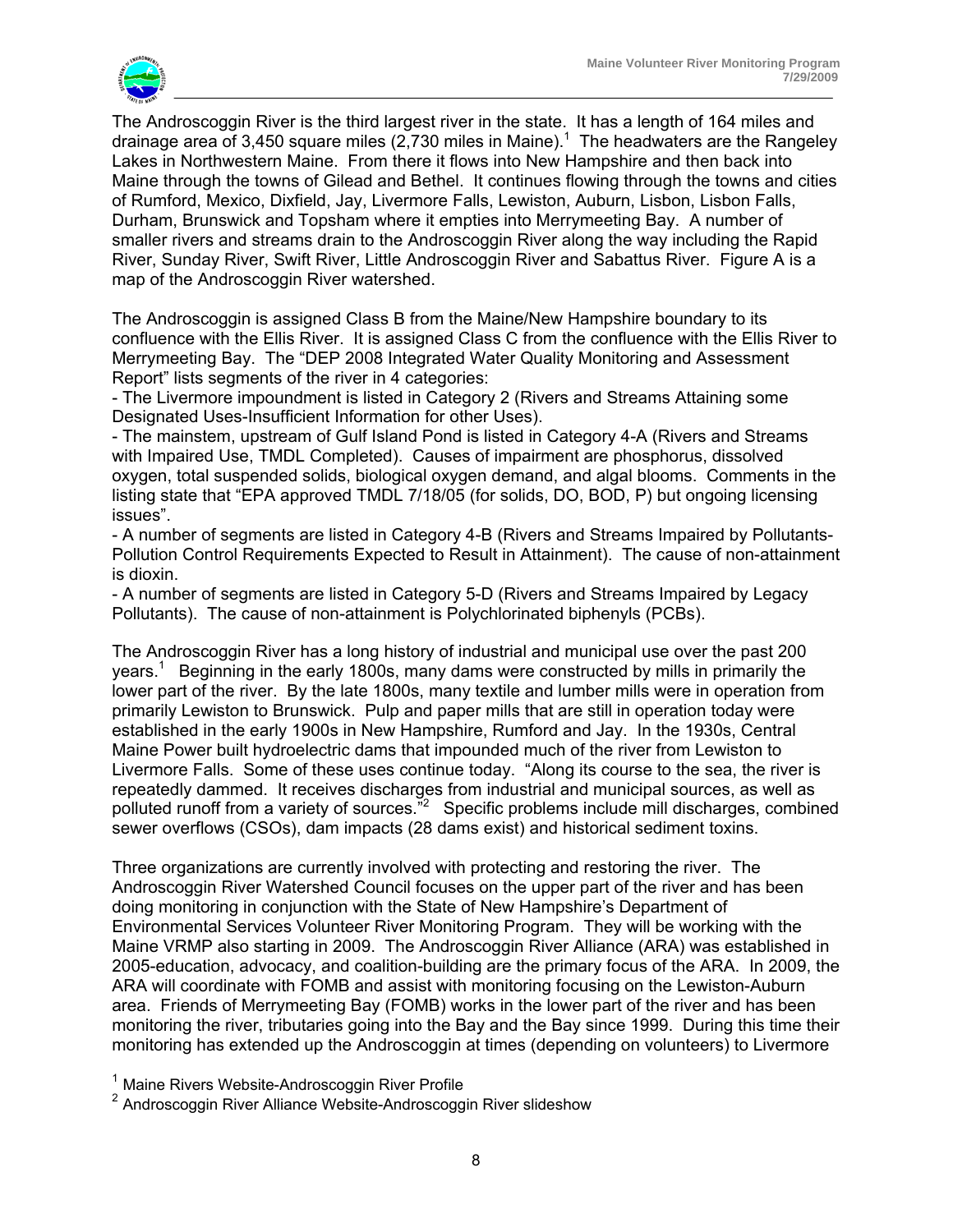The Androscoggin River is the third largest river in the state. It has a length of 164 miles and drainage area of 3,450 square miles (2,730 miles in Maine).[1] The headwaters are the Rangeley Lakes in Northwestern Maine. From there it flows into New Hampshire and then back into Maine through the towns of Gilead and Bethel. It continues flowing through the towns and cities of Rumford, Mexico, Dixfield, Jay, Livermore Falls, Lewiston, Auburn, Lisbon, Lisbon Falls, Durham, Brunswick and Topsham where it empties into Merrymeeting Bay. A number of smaller rivers and streams drain to the Androscoggin River along the way including the Rapid River, Sunday River, Swift River, Little Androscoggin River and Sabattus River. Figure A is a map of the Androscoggin River watershed.

The Androscoggin is assigned Class B from the Maine/New Hampshire boundary to its confluence with the Ellis River. It is assigned Class C from the confluence with the Ellis River to Merrymeeting Bay. The "DEP 2008 Integrated Water Quality Monitoring and Assessment Report" lists segments of the river in 4 categories:

- The Livermore impoundment is listed in Category 2 (Rivers and Streams Attaining some Designated Uses-Insufficient Information for other Uses).
- The mainstem, upstream of Gulf Island Pond is listed in Category 4-A (Rivers and Streams with Impaired Use, TMDL Completed). Causes of impairment are phosphorus, dissolved oxygen, total suspended solids, biological oxygen demand, and algal blooms. Comments in the listing state that "EPA approved TMDL 7/18/05 (for solids, DO, BOD, P) but ongoing licensing issues".
- A number of segments are listed in Category 4-B (Rivers and Streams Impaired by Pollutants-Pollution Control Requirements Expected to Result in Attainment). The cause of non-attainment is dioxin.
- A number of segments are listed in Category 5-D (Rivers and Streams Impaired by Legacy Pollutants). The cause of non-attainment is Polychlorinated biphenyls (PCBs).

The Androscoggin River has a long history of industrial and municipal use over the past 200 years.[1] Beginning in the early 1800s, many dams were constructed by mills in primarily the lower part of the river. By the late 1800s, many textile and lumber mills were in operation from primarily Lewiston to Brunswick. Pulp and paper mills that are still in operation today were established in the early 1900s in New Hampshire, Rumford and Jay. In the 1930s, Central Maine Power built hydroelectric dams that impounded much of the river from Lewiston to Livermore Falls. Some of these uses continue today. "Along its course to the sea, the river is repeatedly dammed. It receives discharges from industrial and municipal sources, as well as polluted runoff from a variety of sources."[2] Specific problems include mill discharges, combined sewer overflows (CSOs), dam impacts (28 dams exist) and historical sediment toxins.

Three organizations are currently involved with protecting and restoring the river. The Androscoggin River Watershed Council focuses on the upper part of the river and has been doing monitoring in conjunction with the State of New Hampshire's Department of Environmental Services Volunteer River Monitoring Program. They will be working with the Maine VRMP also starting in 2009. The Androscoggin River Alliance (ARA) was established in 2005-education, advocacy, and coalition-building are the primary focus of the ARA. In 2009, the ARA will coordinate with FOMB and assist with monitoring focusing on the Lewiston-Auburn area. Friends of Merrymeeting Bay (FOMB) works in the lower part of the river and has been monitoring the river, tributaries going into the Bay and the Bay since 1999. During this time their monitoring has extended up the Androscoggin at times (depending on volunteers) to Livermore

[1] Maine Rivers Website-Androscoggin River Profile

[2] Androscoggin River Alliance Website-Androscoggin River slideshow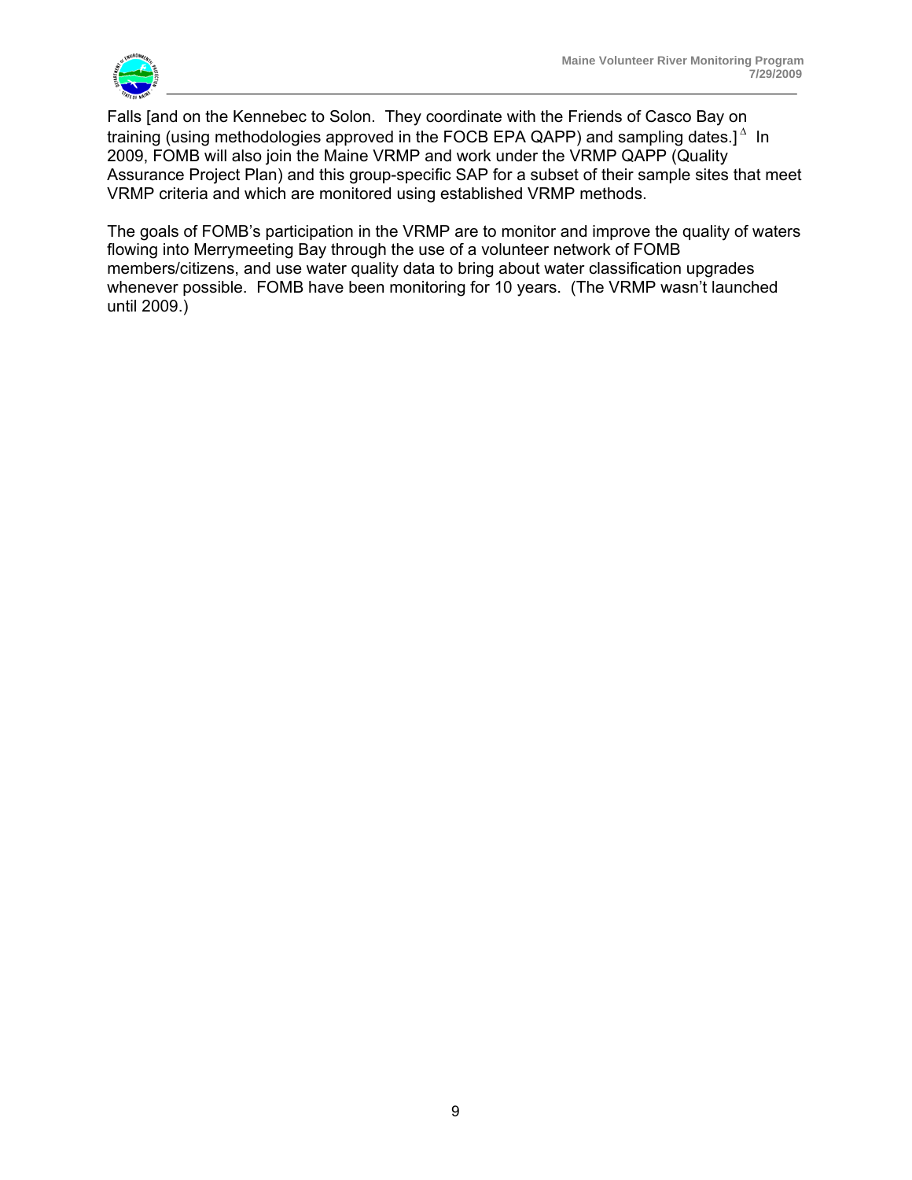Falls [and on the Kennebec to Solon. They coordinate with the Friends of Casco Bay on training (using methodologies approved in the FOCB EPA QAPP) and sampling dates.] $^{\Delta}$ In 2009, FOMB will also join the Maine VRMP and work under the VRMP QAPP (Quality Assurance Project Plan) and this group-specific SAP for a subset of their sample sites that meet VRMP criteria and which are monitored using established VRMP methods.

The goals of FOMB's participation in the VRMP are to monitor and improve the quality of waters flowing into Merrymeeting Bay through the use of a volunteer network of FOMB members/citizens, and use water quality data to bring about water classification upgrades whenever possible. FOMB have been monitoring for 10 years. (The VRMP wasn't launched until 2009.)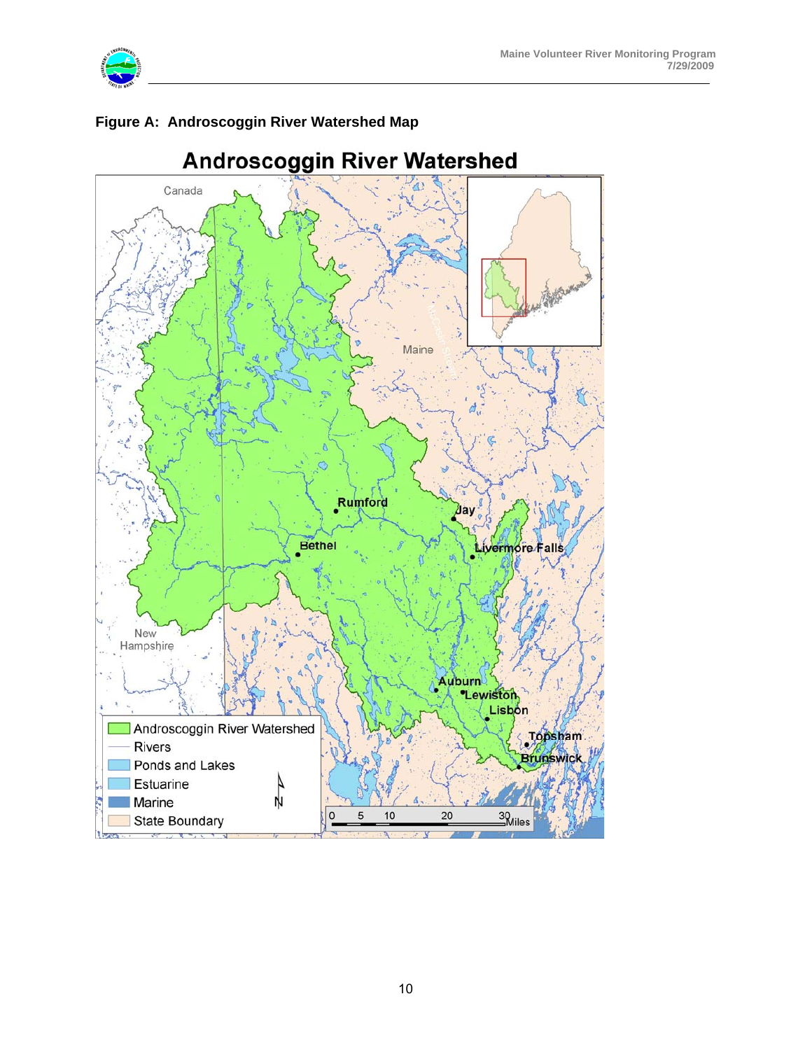**Figure A: Androscoggin River Watershed Map**

# Androscoggin River Watershed

Canada

Maine

New Hampshire

Rumford

Jay

Bethel

Livermore Falls

Auburn

Lewiston

Lisbon

Topsham

Brunswick

- Androscoggin River Watershed
- Rivers
- Ponds and Lakes
- Estuarine
- Marine
- State Boundary

N

0 5 10 20 30 Miles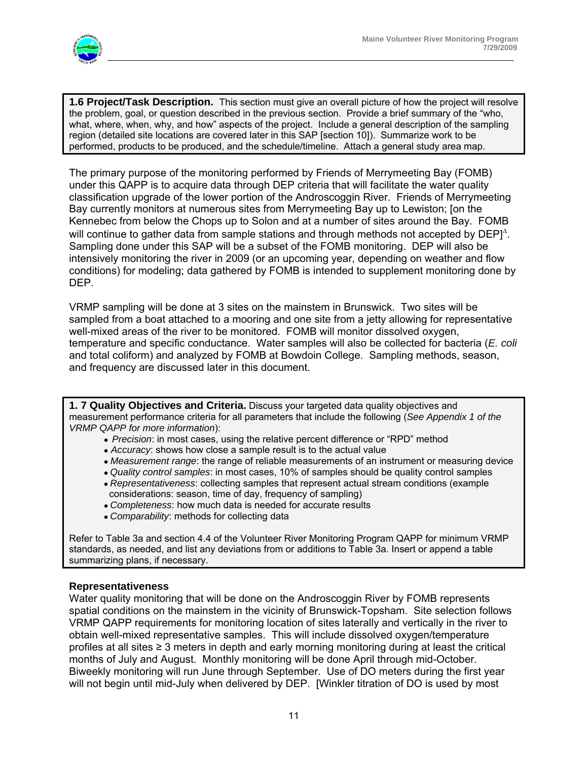**1.6 Project/Task Description.** This section must give an overall picture of how the project will resolve the problem, goal, or question described in the previous section. Provide a brief summary of the "who, what, where, when, why, and how" aspects of the project. Include a general description of the sampling region (detailed site locations are covered later in this SAP [section 10]). Summarize work to be performed, products to be produced, and the schedule/timeline. Attach a general study area map.

The primary purpose of the monitoring performed by Friends of Merrymeeting Bay (FOMB) under this QAPP is to acquire data through DEP criteria that will facilitate the water quality classification upgrade of the lower portion of the Androscoggin River. Friends of Merrymeeting Bay currently monitors at numerous sites from Merrymeeting Bay up to Lewiston; [on the Kennebec from below the Chops up to Solon and at a number of sites around the Bay. FOMB will continue to gather data from sample stations and through methods not accepted by DEP]$^{\Delta}$. Sampling done under this SAP will be a subset of the FOMB monitoring. DEP will also be intensively monitoring the river in 2009 (or an upcoming year, depending on weather and flow conditions) for modeling; data gathered by FOMB is intended to supplement monitoring done by DEP.

VRMP sampling will be done at 3 sites on the mainstem in Brunswick. Two sites will be sampled from a boat attached to a mooring and one site from a jetty allowing for representative well-mixed areas of the river to be monitored. FOMB will monitor dissolved oxygen, temperature and specific conductance. Water samples will also be collected for bacteria (*E. coli* and total coliform) and analyzed by FOMB at Bowdoin College. Sampling methods, season, and frequency are discussed later in this document.

**1. 7 Quality Objectives and Criteria.** Discuss your targeted data quality objectives and measurement performance criteria for all parameters that include the following (*See Appendix 1 of the VRMP QAPP for more information*):

- *Precision*: in most cases, using the relative percent difference or "RPD" method
- *Accuracy*: shows how close a sample result is to the actual value
- *Measurement range*: the range of reliable measurements of an instrument or measuring device
- *Quality control samples*: in most cases, 10% of samples should be quality control samples
- *Representativeness*: collecting samples that represent actual stream conditions (example considerations: season, time of day, frequency of sampling)
- *Completeness*: how much data is needed for accurate results
- *Comparability*: methods for collecting data

Refer to Table 3a and section 4.4 of the Volunteer River Monitoring Program QAPP for minimum VRMP standards, as needed, and list any deviations from or additions to Table 3a. Insert or append a table summarizing plans, if necessary.

**Representativeness**

Water quality monitoring that will be done on the Androscoggin River by FOMB represents spatial conditions on the mainstem in the vicinity of Brunswick-Topsham. Site selection follows VRMP QAPP requirements for monitoring location of sites laterally and vertically in the river to obtain well-mixed representative samples. This will include dissolved oxygen/temperature profiles at all sites ≥ 3 meters in depth and early morning monitoring during at least the critical months of July and August. Monthly monitoring will be done April through mid-October. Biweekly monitoring will run June through September. Use of DO meters during the first year will not begin until mid-July when delivered by DEP. [Winkler titration of DO is used by most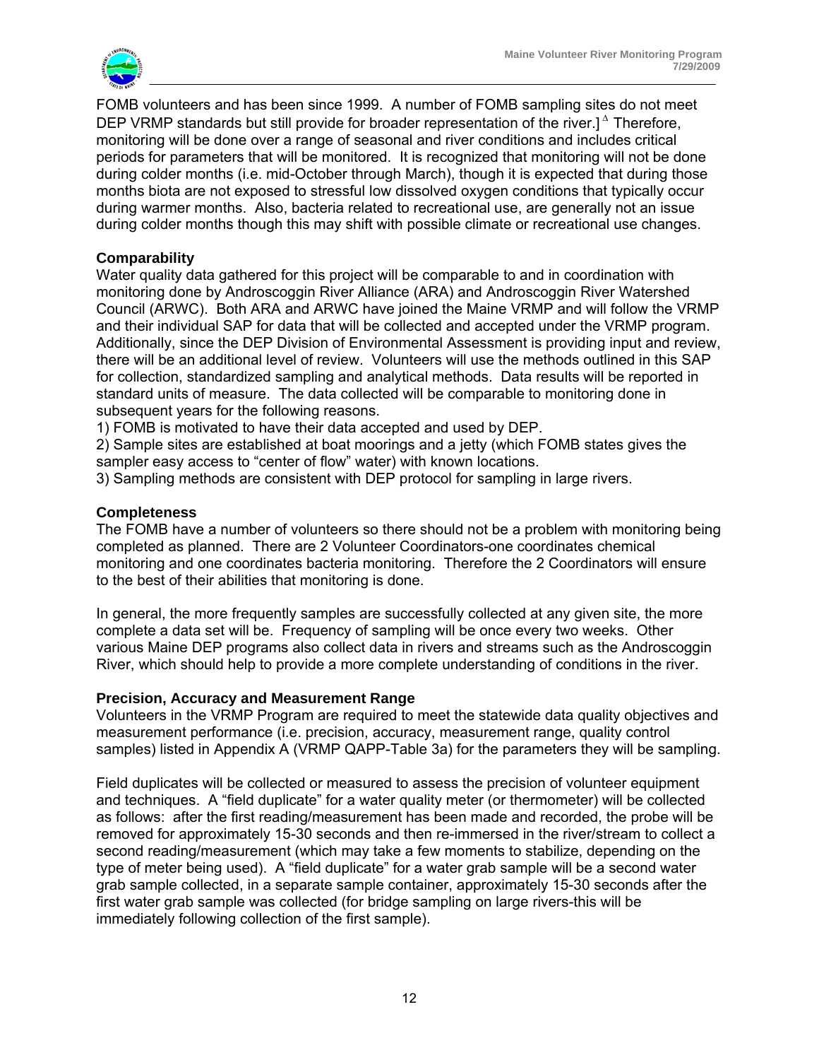FOMB volunteers and has been since 1999. A number of FOMB sampling sites do not meet DEP VRMP standards but still provide for broader representation of the river.] $^{\Delta}$ Therefore, monitoring will be done over a range of seasonal and river conditions and includes critical periods for parameters that will be monitored. It is recognized that monitoring will not be done during colder months (i.e. mid-October through March), though it is expected that during those months biota are not exposed to stressful low dissolved oxygen conditions that typically occur during warmer months. Also, bacteria related to recreational use, are generally not an issue during colder months though this may shift with possible climate or recreational use changes.

### Comparability

Water quality data gathered for this project will be comparable to and in coordination with monitoring done by Androscoggin River Alliance (ARA) and Androscoggin River Watershed Council (ARWC). Both ARA and ARWC have joined the Maine VRMP and will follow the VRMP and their individual SAP for data that will be collected and accepted under the VRMP program. Additionally, since the DEP Division of Environmental Assessment is providing input and review, there will be an additional level of review. Volunteers will use the methods outlined in this SAP for collection, standardized sampling and analytical methods. Data results will be reported in standard units of measure. The data collected will be comparable to monitoring done in subsequent years for the following reasons.

1) FOMB is motivated to have their data accepted and used by DEP.
2) Sample sites are established at boat moorings and a jetty (which FOMB states gives the sampler easy access to "center of flow" water) with known locations.
3) Sampling methods are consistent with DEP protocol for sampling in large rivers.

### Completeness

The FOMB have a number of volunteers so there should not be a problem with monitoring being completed as planned. There are 2 Volunteer Coordinators-one coordinates chemical monitoring and one coordinates bacteria monitoring. Therefore the 2 Coordinators will ensure to the best of their abilities that monitoring is done.

In general, the more frequently samples are successfully collected at any given site, the more complete a data set will be. Frequency of sampling will be once every two weeks. Other various Maine DEP programs also collect data in rivers and streams such as the Androscoggin River, which should help to provide a more complete understanding of conditions in the river.

### Precision, Accuracy and Measurement Range

Volunteers in the VRMP Program are required to meet the statewide data quality objectives and measurement performance (i.e. precision, accuracy, measurement range, quality control samples) listed in Appendix A (VRMP QAPP-Table 3a) for the parameters they will be sampling.

Field duplicates will be collected or measured to assess the precision of volunteer equipment and techniques. A "field duplicate" for a water quality meter (or thermometer) will be collected as follows: after the first reading/measurement has been made and recorded, the probe will be removed for approximately 15-30 seconds and then re-immersed in the river/stream to collect a second reading/measurement (which may take a few moments to stabilize, depending on the type of meter being used). A "field duplicate" for a water grab sample will be a second water grab sample collected, in a separate sample container, approximately 15-30 seconds after the first water grab sample was collected (for bridge sampling on large rivers-this will be immediately following collection of the first sample).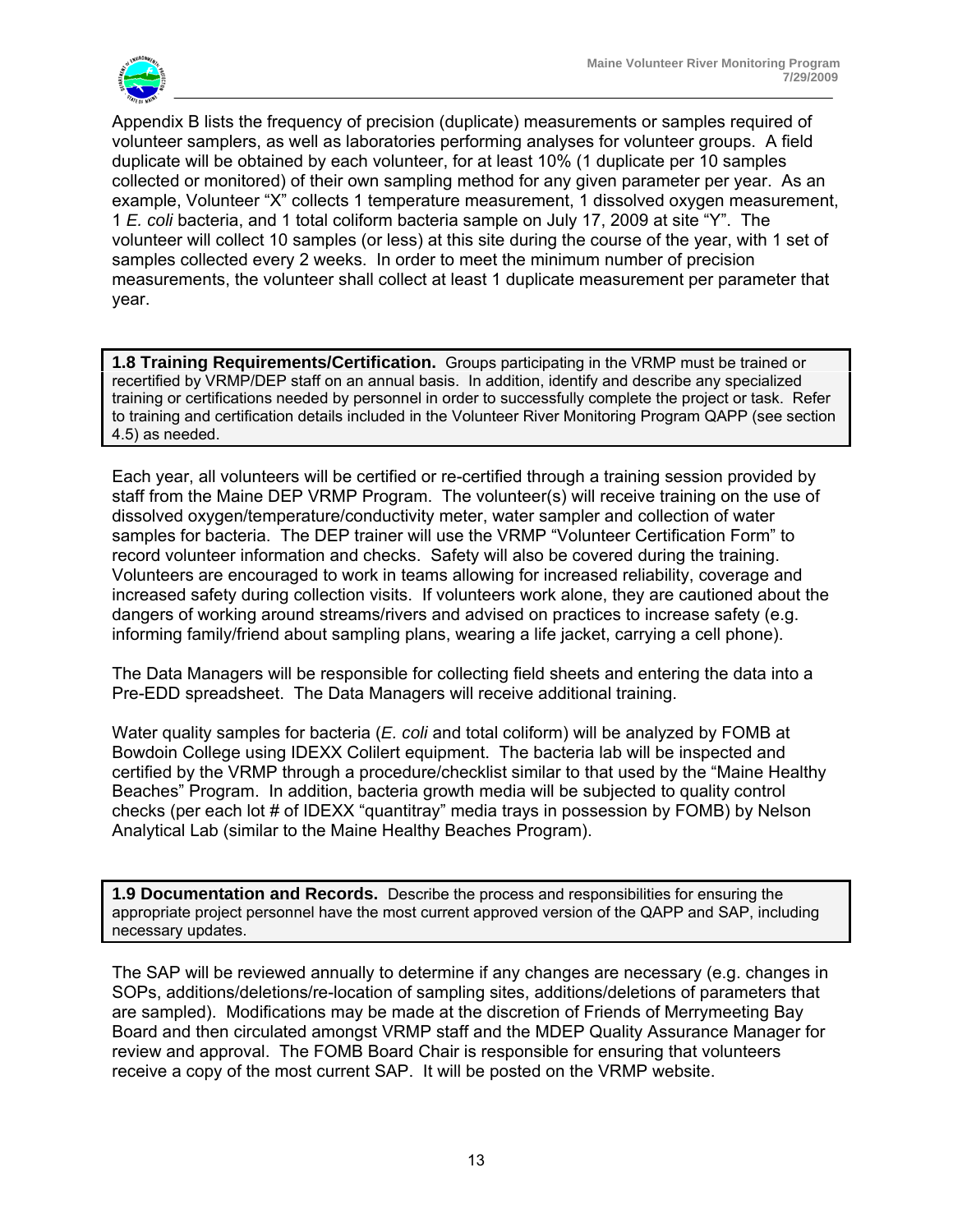Appendix B lists the frequency of precision (duplicate) measurements or samples required of volunteer samplers, as well as laboratories performing analyses for volunteer groups. A field duplicate will be obtained by each volunteer, for at least 10% (1 duplicate per 10 samples collected or monitored) of their own sampling method for any given parameter per year. As an example, Volunteer "X" collects 1 temperature measurement, 1 dissolved oxygen measurement, 1 *E. coli* bacteria, and 1 total coliform bacteria sample on July 17, 2009 at site "Y". The volunteer will collect 10 samples (or less) at this site during the course of the year, with 1 set of samples collected every 2 weeks. In order to meet the minimum number of precision measurements, the volunteer shall collect at least 1 duplicate measurement per parameter that year.

**1.8 Training Requirements/Certification.** Groups participating in the VRMP must be trained or recertified by VRMP/DEP staff on an annual basis. In addition, identify and describe any specialized training or certifications needed by personnel in order to successfully complete the project or task. Refer to training and certification details included in the Volunteer River Monitoring Program QAPP (see section 4.5) as needed.

Each year, all volunteers will be certified or re-certified through a training session provided by staff from the Maine DEP VRMP Program. The volunteer(s) will receive training on the use of dissolved oxygen/temperature/conductivity meter, water sampler and collection of water samples for bacteria. The DEP trainer will use the VRMP "Volunteer Certification Form" to record volunteer information and checks. Safety will also be covered during the training. Volunteers are encouraged to work in teams allowing for increased reliability, coverage and increased safety during collection visits. If volunteers work alone, they are cautioned about the dangers of working around streams/rivers and advised on practices to increase safety (e.g. informing family/friend about sampling plans, wearing a life jacket, carrying a cell phone).

The Data Managers will be responsible for collecting field sheets and entering the data into a Pre-EDD spreadsheet. The Data Managers will receive additional training.

Water quality samples for bacteria (*E. coli* and total coliform) will be analyzed by FOMB at Bowdoin College using IDEXX Colilert equipment. The bacteria lab will be inspected and certified by the VRMP through a procedure/checklist similar to that used by the "Maine Healthy Beaches" Program. In addition, bacteria growth media will be subjected to quality control checks (per each lot # of IDEXX "quantitray" media trays in possession by FOMB) by Nelson Analytical Lab (similar to the Maine Healthy Beaches Program).

**1.9 Documentation and Records.** Describe the process and responsibilities for ensuring the appropriate project personnel have the most current approved version of the QAPP and SAP, including necessary updates.

The SAP will be reviewed annually to determine if any changes are necessary (e.g. changes in SOPs, additions/deletions/re-location of sampling sites, additions/deletions of parameters that are sampled). Modifications may be made at the discretion of Friends of Merrymeeting Bay Board and then circulated amongst VRMP staff and the MDEP Quality Assurance Manager for review and approval. The FOMB Board Chair is responsible for ensuring that volunteers receive a copy of the most current SAP. It will be posted on the VRMP website.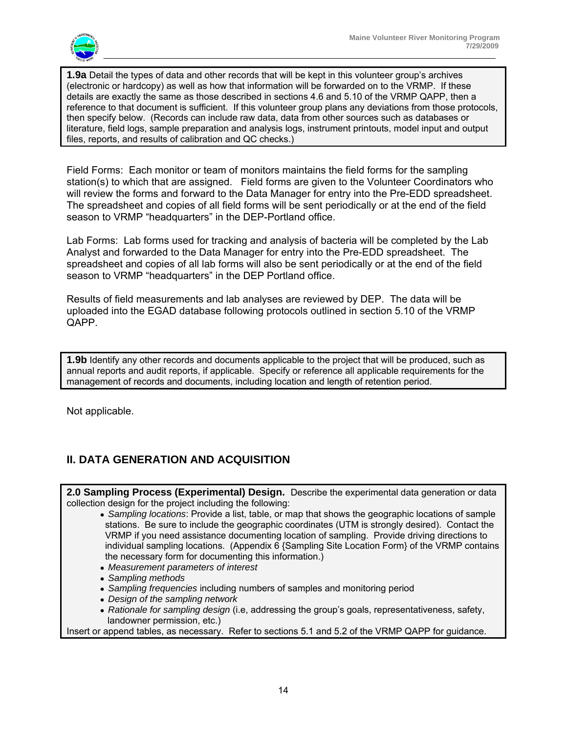**1.9a** Detail the types of data and other records that will be kept in this volunteer group's archives (electronic or hardcopy) as well as how that information will be forwarded on to the VRMP. If these details are exactly the same as those described in sections 4.6 and 5.10 of the VRMP QAPP, then a reference to that document is sufficient. If this volunteer group plans any deviations from those protocols, then specify below. (Records can include raw data, data from other sources such as databases or literature, field logs, sample preparation and analysis logs, instrument printouts, model input and output files, reports, and results of calibration and QC checks.)

Field Forms: Each monitor or team of monitors maintains the field forms for the sampling station(s) to which that are assigned. Field forms are given to the Volunteer Coordinators who will review the forms and forward to the Data Manager for entry into the Pre-EDD spreadsheet. The spreadsheet and copies of all field forms will be sent periodically or at the end of the field season to VRMP "headquarters" in the DEP-Portland office.

Lab Forms: Lab forms used for tracking and analysis of bacteria will be completed by the Lab Analyst and forwarded to the Data Manager for entry into the Pre-EDD spreadsheet. The spreadsheet and copies of all lab forms will also be sent periodically or at the end of the field season to VRMP "headquarters" in the DEP Portland office.

Results of field measurements and lab analyses are reviewed by DEP. The data will be uploaded into the EGAD database following protocols outlined in section 5.10 of the VRMP QAPP.

**1.9b** Identify any other records and documents applicable to the project that will be produced, such as annual reports and audit reports, if applicable. Specify or reference all applicable requirements for the management of records and documents, including location and length of retention period.

Not applicable.

## II. DATA GENERATION AND ACQUISITION

**2.0 Sampling Process (Experimental) Design.** Describe the experimental data generation or data collection design for the project including the following:

- *Sampling locations*: Provide a list, table, or map that shows the geographic locations of sample stations. Be sure to include the geographic coordinates (UTM is strongly desired). Contact the VRMP if you need assistance documenting location of sampling. Provide driving directions to individual sampling locations. (Appendix 6 {Sampling Site Location Form} of the VRMP contains the necessary form for documenting this information.)
- *Measurement parameters of interest*
- *Sampling methods*
- *Sampling frequencies* including numbers of samples and monitoring period
- *Design of the sampling network*
- *Rationale for sampling design* (i.e, addressing the group's goals, representativeness, safety, landowner permission, etc.)

Insert or append tables, as necessary. Refer to sections 5.1 and 5.2 of the VRMP QAPP for guidance.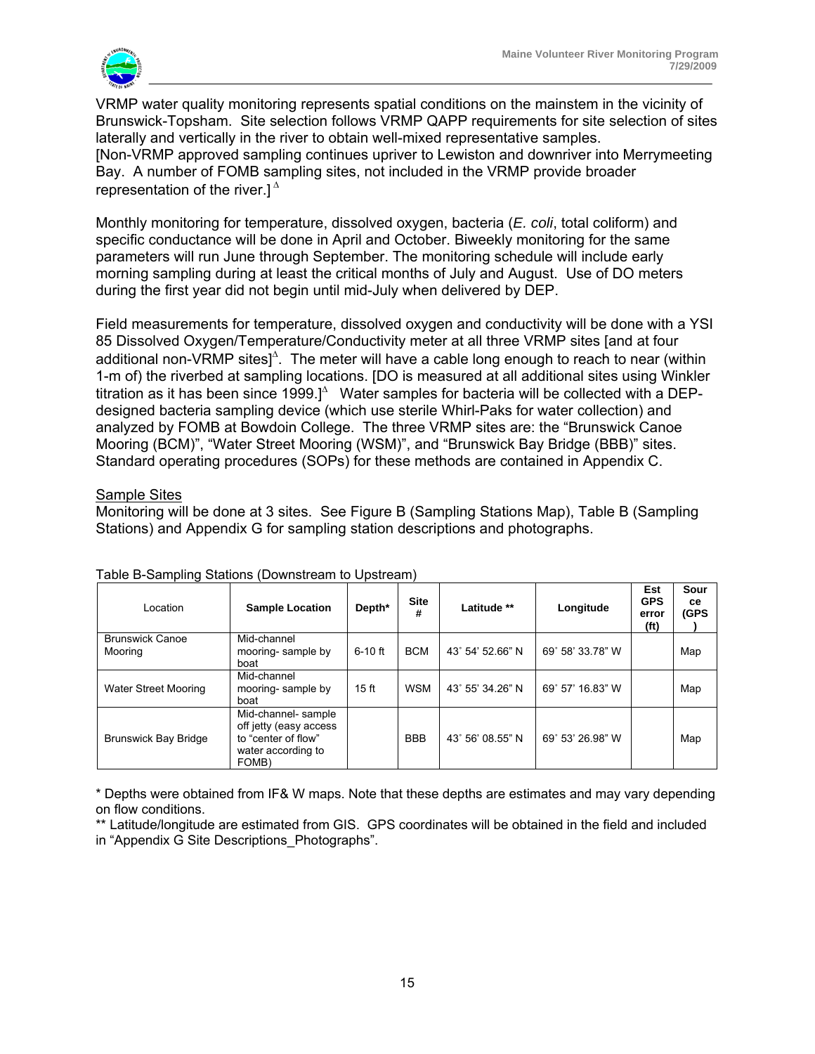VRMP water quality monitoring represents spatial conditions on the mainstem in the vicinity of Brunswick-Topsham. Site selection follows VRMP QAPP requirements for site selection of sites laterally and vertically in the river to obtain well-mixed representative samples. [Non-VRMP approved sampling continues upriver to Lewiston and downriver into Merrymeeting Bay. A number of FOMB sampling sites, not included in the VRMP provide broader representation of the river.] $^{\Delta}$

Monthly monitoring for temperature, dissolved oxygen, bacteria (*E. coli*, total coliform) and specific conductance will be done in April and October. Biweekly monitoring for the same parameters will run June through September. The monitoring schedule will include early morning sampling during at least the critical months of July and August. Use of DO meters during the first year did not begin until mid-July when delivered by DEP.

Field measurements for temperature, dissolved oxygen and conductivity will be done with a YSI 85 Dissolved Oxygen/Temperature/Conductivity meter at all three VRMP sites [and at four additional non-VRMP sites]$^{\Delta}$. The meter will have a cable long enough to reach to near (within 1-m of) the riverbed at sampling locations. [DO is measured at all additional sites using Winkler titration as it has been since 1999.]$^{\Delta}$ Water samples for bacteria will be collected with a DEP-designed bacteria sampling device (which use sterile Whirl-Paks for water collection) and analyzed by FOMB at Bowdoin College. The three VRMP sites are: the "Brunswick Canoe Mooring (BCM)", "Water Street Mooring (WSM)", and "Brunswick Bay Bridge (BBB)" sites. Standard operating procedures (SOPs) for these methods are contained in Appendix C.

## Sample Sites

Monitoring will be done at 3 sites. See Figure B (Sampling Stations Map), Table B (Sampling Stations) and Appendix G for sampling station descriptions and photographs.

Table B-Sampling Stations (Downstream to Upstream)

| Location | Sample Location | Depth* | Site # | Latitude ** | Longitude | Est GPS error (ft) | Source (GPS) |
|---|---|---|---|---|---|---|---|
| Brunswick Canoe Mooring | Mid-channel mooring- sample by boat | 6-10 ft | BCM | 43˚ 54' 52.66" N | 69˚ 58' 33.78" W | | Map |
| Water Street Mooring | Mid-channel mooring- sample by boat | 15 ft | WSM | 43˚ 55' 34.26" N | 69˚ 57' 16.83" W | | Map |
| Brunswick Bay Bridge | Mid-channel- sample off jetty (easy access to "center of flow" water according to FOMB) | | BBB | 43˚ 56' 08.55" N | 69˚ 53' 26.98" W | | Map |

\* Depths were obtained from IF& W maps. Note that these depths are estimates and may vary depending on flow conditions.

\*\* Latitude/longitude are estimated from GIS. GPS coordinates will be obtained in the field and included in "Appendix G Site Descriptions_Photographs".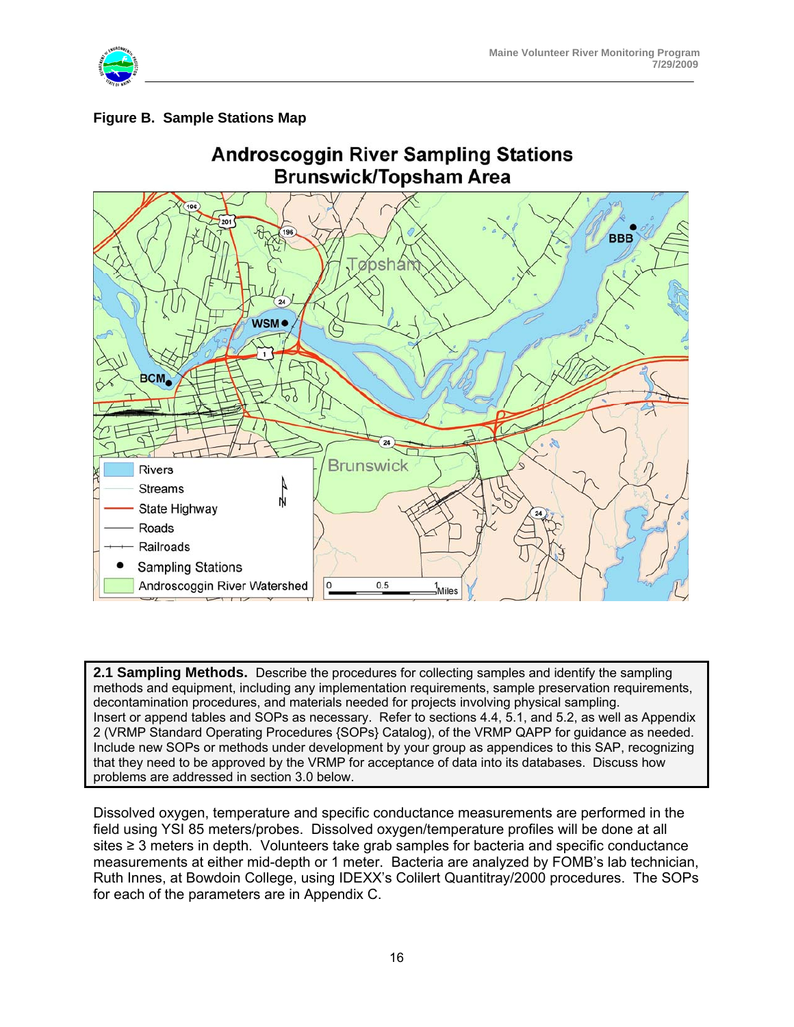**Figure B. Sample Stations Map**

Androscoggin River Sampling Stations
Brunswick/Topsham Area

**2.1 Sampling Methods.** Describe the procedures for collecting samples and identify the sampling methods and equipment, including any implementation requirements, sample preservation requirements, decontamination procedures, and materials needed for projects involving physical sampling. Insert or append tables and SOPs as necessary. Refer to sections 4.4, 5.1, and 5.2, as well as Appendix 2 (VRMP Standard Operating Procedures {SOPs} Catalog), of the VRMP QAPP for guidance as needed. Include new SOPs or methods under development by your group as appendices to this SAP, recognizing that they need to be approved by the VRMP for acceptance of data into its databases. Discuss how problems are addressed in section 3.0 below.

Dissolved oxygen, temperature and specific conductance measurements are performed in the field using YSI 85 meters/probes. Dissolved oxygen/temperature profiles will be done at all sites ≥ 3 meters in depth. Volunteers take grab samples for bacteria and specific conductance measurements at either mid-depth or 1 meter. Bacteria are analyzed by FOMB's lab technician, Ruth Innes, at Bowdoin College, using IDEXX's Colilert Quantitray/2000 procedures. The SOPs for each of the parameters are in Appendix C.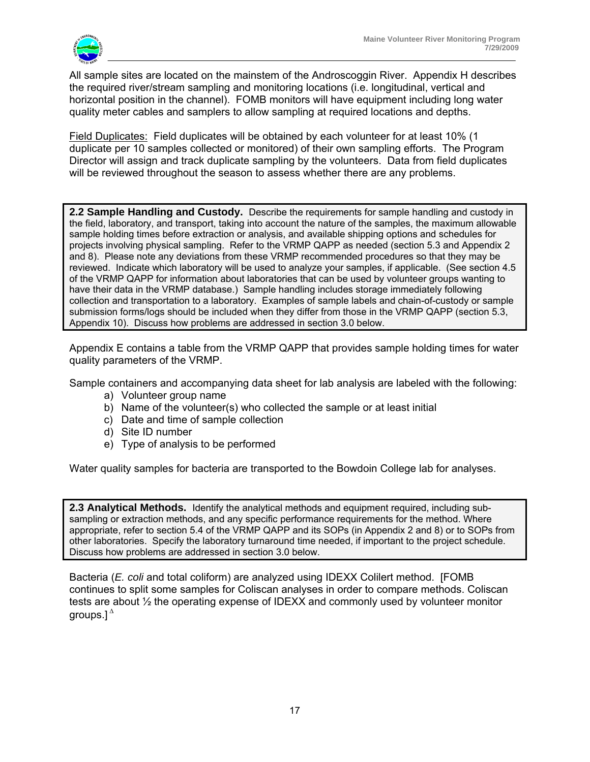All sample sites are located on the mainstem of the Androscoggin River. Appendix H describes the required river/stream sampling and monitoring locations (i.e. longitudinal, vertical and horizontal position in the channel). FOMB monitors will have equipment including long water quality meter cables and samplers to allow sampling at required locations and depths.

Field Duplicates: Field duplicates will be obtained by each volunteer for at least 10% (1 duplicate per 10 samples collected or monitored) of their own sampling efforts. The Program Director will assign and track duplicate sampling by the volunteers. Data from field duplicates will be reviewed throughout the season to assess whether there are any problems.

**2.2 Sample Handling and Custody.** Describe the requirements for sample handling and custody in the field, laboratory, and transport, taking into account the nature of the samples, the maximum allowable sample holding times before extraction or analysis, and available shipping options and schedules for projects involving physical sampling. Refer to the VRMP QAPP as needed (section 5.3 and Appendix 2 and 8). Please note any deviations from these VRMP recommended procedures so that they may be reviewed. Indicate which laboratory will be used to analyze your samples, if applicable. (See section 4.5 of the VRMP QAPP for information about laboratories that can be used by volunteer groups wanting to have their data in the VRMP database.) Sample handling includes storage immediately following collection and transportation to a laboratory. Examples of sample labels and chain-of-custody or sample submission forms/logs should be included when they differ from those in the VRMP QAPP (section 5.3, Appendix 10). Discuss how problems are addressed in section 3.0 below.

Appendix E contains a table from the VRMP QAPP that provides sample holding times for water quality parameters of the VRMP.

Sample containers and accompanying data sheet for lab analysis are labeled with the following:

a) Volunteer group name
b) Name of the volunteer(s) who collected the sample or at least initial
c) Date and time of sample collection
d) Site ID number
e) Type of analysis to be performed

Water quality samples for bacteria are transported to the Bowdoin College lab for analyses.

**2.3 Analytical Methods.** Identify the analytical methods and equipment required, including sub-sampling or extraction methods, and any specific performance requirements for the method. Where appropriate, refer to section 5.4 of the VRMP QAPP and its SOPs (in Appendix 2 and 8) or to SOPs from other laboratories. Specify the laboratory turnaround time needed, if important to the project schedule. Discuss how problems are addressed in section 3.0 below.

Bacteria (*E. coli* and total coliform) are analyzed using IDEXX Colilert method. [FOMB continues to split some samples for Coliscan analyses in order to compare methods. Coliscan tests are about ½ the operating expense of IDEXX and commonly used by volunteer monitor groups.] $^{\Delta}$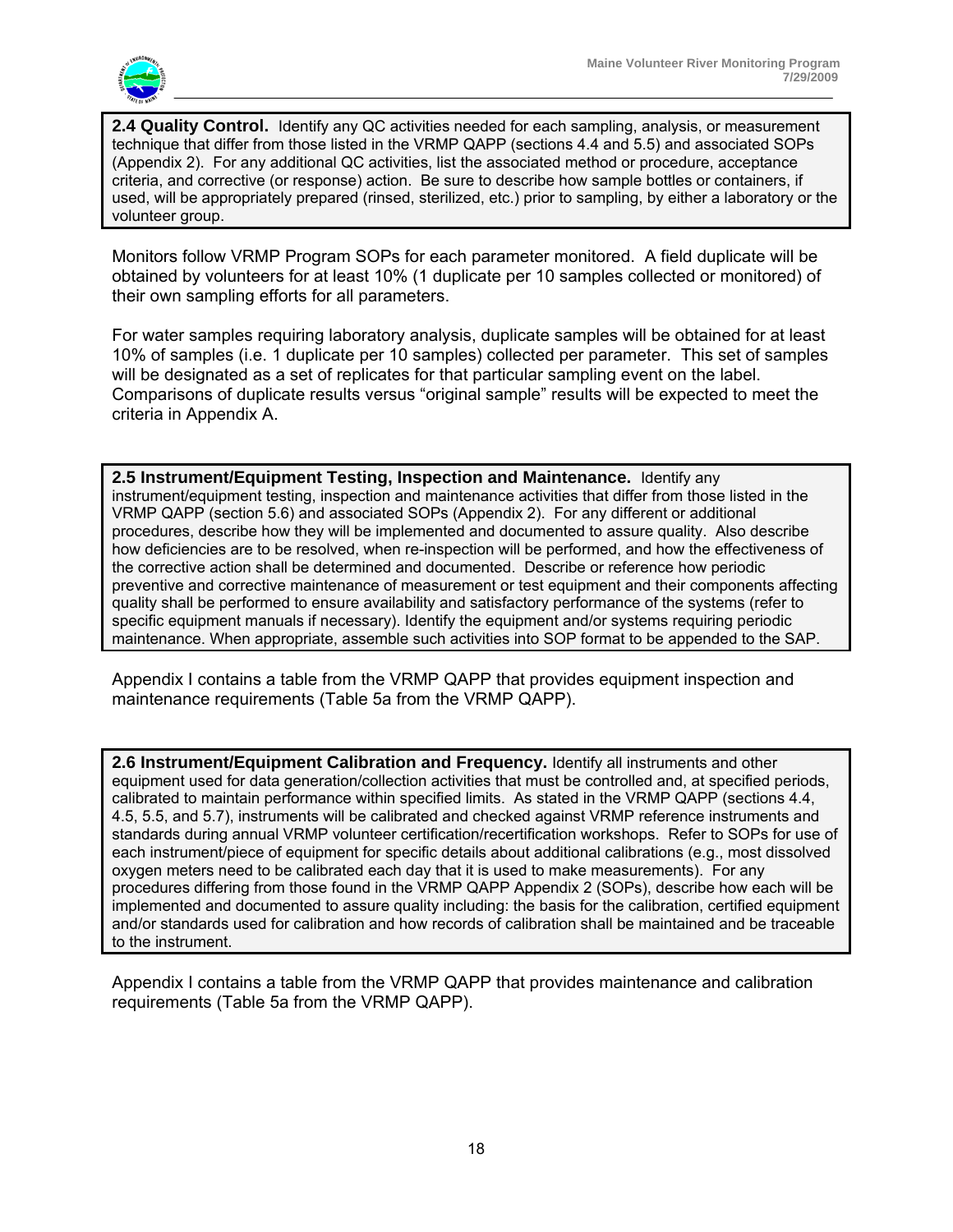**2.4 Quality Control.** Identify any QC activities needed for each sampling, analysis, or measurement technique that differ from those listed in the VRMP QAPP (sections 4.4 and 5.5) and associated SOPs (Appendix 2). For any additional QC activities, list the associated method or procedure, acceptance criteria, and corrective (or response) action. Be sure to describe how sample bottles or containers, if used, will be appropriately prepared (rinsed, sterilized, etc.) prior to sampling, by either a laboratory or the volunteer group.

Monitors follow VRMP Program SOPs for each parameter monitored. A field duplicate will be obtained by volunteers for at least 10% (1 duplicate per 10 samples collected or monitored) of their own sampling efforts for all parameters.

For water samples requiring laboratory analysis, duplicate samples will be obtained for at least 10% of samples (i.e. 1 duplicate per 10 samples) collected per parameter. This set of samples will be designated as a set of replicates for that particular sampling event on the label. Comparisons of duplicate results versus "original sample" results will be expected to meet the criteria in Appendix A.

**2.5 Instrument/Equipment Testing, Inspection and Maintenance.** Identify any instrument/equipment testing, inspection and maintenance activities that differ from those listed in the VRMP QAPP (section 5.6) and associated SOPs (Appendix 2). For any different or additional procedures, describe how they will be implemented and documented to assure quality. Also describe how deficiencies are to be resolved, when re-inspection will be performed, and how the effectiveness of the corrective action shall be determined and documented. Describe or reference how periodic preventive and corrective maintenance of measurement or test equipment and their components affecting quality shall be performed to ensure availability and satisfactory performance of the systems (refer to specific equipment manuals if necessary). Identify the equipment and/or systems requiring periodic maintenance. When appropriate, assemble such activities into SOP format to be appended to the SAP.

Appendix I contains a table from the VRMP QAPP that provides equipment inspection and maintenance requirements (Table 5a from the VRMP QAPP).

**2.6 Instrument/Equipment Calibration and Frequency.** Identify all instruments and other equipment used for data generation/collection activities that must be controlled and, at specified periods, calibrated to maintain performance within specified limits. As stated in the VRMP QAPP (sections 4.4, 4.5, 5.5, and 5.7), instruments will be calibrated and checked against VRMP reference instruments and standards during annual VRMP volunteer certification/recertification workshops. Refer to SOPs for use of each instrument/piece of equipment for specific details about additional calibrations (e.g., most dissolved oxygen meters need to be calibrated each day that it is used to make measurements). For any procedures differing from those found in the VRMP QAPP Appendix 2 (SOPs), describe how each will be implemented and documented to assure quality including: the basis for the calibration, certified equipment and/or standards used for calibration and how records of calibration shall be maintained and be traceable to the instrument.

Appendix I contains a table from the VRMP QAPP that provides maintenance and calibration requirements (Table 5a from the VRMP QAPP).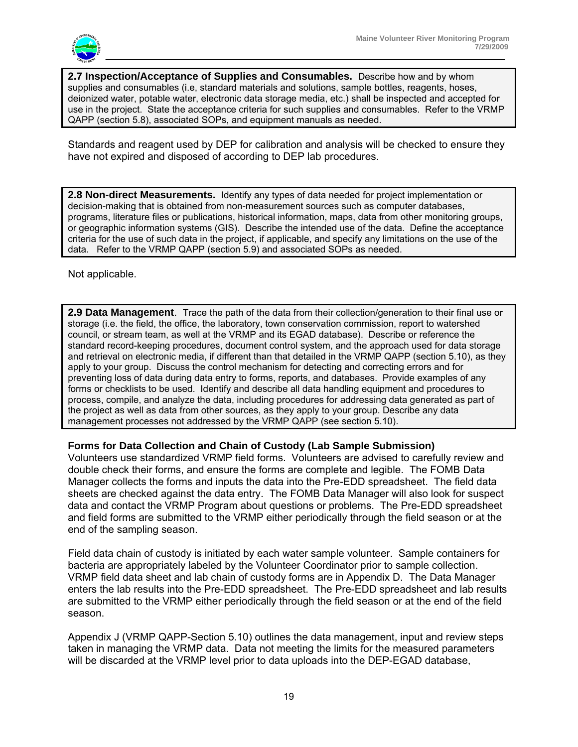**2.7 Inspection/Acceptance of Supplies and Consumables.** Describe how and by whom supplies and consumables (i.e, standard materials and solutions, sample bottles, reagents, hoses, deionized water, potable water, electronic data storage media, etc.) shall be inspected and accepted for use in the project. State the acceptance criteria for such supplies and consumables. Refer to the VRMP QAPP (section 5.8), associated SOPs, and equipment manuals as needed.

Standards and reagent used by DEP for calibration and analysis will be checked to ensure they have not expired and disposed of according to DEP lab procedures.

**2.8 Non-direct Measurements.** Identify any types of data needed for project implementation or decision-making that is obtained from non-measurement sources such as computer databases, programs, literature files or publications, historical information, maps, data from other monitoring groups, or geographic information systems (GIS). Describe the intended use of the data. Define the acceptance criteria for the use of such data in the project, if applicable, and specify any limitations on the use of the data. Refer to the VRMP QAPP (section 5.9) and associated SOPs as needed.

Not applicable.

**2.9 Data Management**. Trace the path of the data from their collection/generation to their final use or storage (i.e. the field, the office, the laboratory, town conservation commission, report to watershed council, or stream team, as well at the VRMP and its EGAD database). Describe or reference the standard record-keeping procedures, document control system, and the approach used for data storage and retrieval on electronic media, if different than that detailed in the VRMP QAPP (section 5.10), as they apply to your group. Discuss the control mechanism for detecting and correcting errors and for preventing loss of data during data entry to forms, reports, and databases. Provide examples of any forms or checklists to be used. Identify and describe all data handling equipment and procedures to process, compile, and analyze the data, including procedures for addressing data generated as part of the project as well as data from other sources, as they apply to your group. Describe any data management processes not addressed by the VRMP QAPP (see section 5.10).

**Forms for Data Collection and Chain of Custody (Lab Sample Submission)**

Volunteers use standardized VRMP field forms. Volunteers are advised to carefully review and double check their forms, and ensure the forms are complete and legible. The FOMB Data Manager collects the forms and inputs the data into the Pre-EDD spreadsheet. The field data sheets are checked against the data entry. The FOMB Data Manager will also look for suspect data and contact the VRMP Program about questions or problems. The Pre-EDD spreadsheet and field forms are submitted to the VRMP either periodically through the field season or at the end of the sampling season.

Field data chain of custody is initiated by each water sample volunteer. Sample containers for bacteria are appropriately labeled by the Volunteer Coordinator prior to sample collection. VRMP field data sheet and lab chain of custody forms are in Appendix D. The Data Manager enters the lab results into the Pre-EDD spreadsheet. The Pre-EDD spreadsheet and lab results are submitted to the VRMP either periodically through the field season or at the end of the field season.

Appendix J (VRMP QAPP-Section 5.10) outlines the data management, input and review steps taken in managing the VRMP data. Data not meeting the limits for the measured parameters will be discarded at the VRMP level prior to data uploads into the DEP-EGAD database,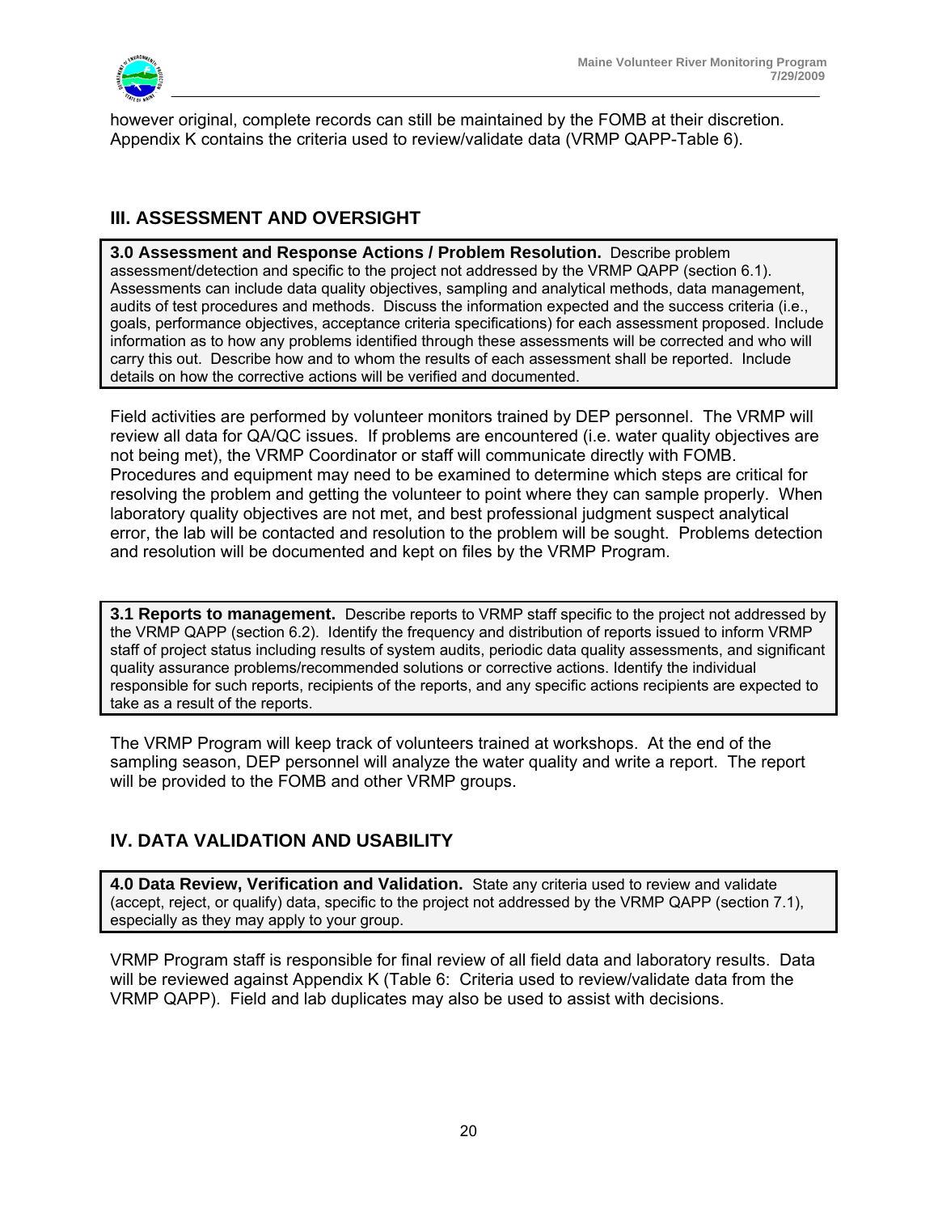however original, complete records can still be maintained by the FOMB at their discretion. Appendix K contains the criteria used to review/validate data (VRMP QAPP-Table 6).

## III. ASSESSMENT AND OVERSIGHT

**3.0 Assessment and Response Actions / Problem Resolution.** Describe problem assessment/detection and specific to the project not addressed by the VRMP QAPP (section 6.1). Assessments can include data quality objectives, sampling and analytical methods, data management, audits of test procedures and methods. Discuss the information expected and the success criteria (i.e., goals, performance objectives, acceptance criteria specifications) for each assessment proposed. Include information as to how any problems identified through these assessments will be corrected and who will carry this out. Describe how and to whom the results of each assessment shall be reported. Include details on how the corrective actions will be verified and documented.

Field activities are performed by volunteer monitors trained by DEP personnel. The VRMP will review all data for QA/QC issues. If problems are encountered (i.e. water quality objectives are not being met), the VRMP Coordinator or staff will communicate directly with FOMB. Procedures and equipment may need to be examined to determine which steps are critical for resolving the problem and getting the volunteer to point where they can sample properly. When laboratory quality objectives are not met, and best professional judgment suspect analytical error, the lab will be contacted and resolution to the problem will be sought. Problems detection and resolution will be documented and kept on files by the VRMP Program.

**3.1 Reports to management.** Describe reports to VRMP staff specific to the project not addressed by the VRMP QAPP (section 6.2). Identify the frequency and distribution of reports issued to inform VRMP staff of project status including results of system audits, periodic data quality assessments, and significant quality assurance problems/recommended solutions or corrective actions. Identify the individual responsible for such reports, recipients of the reports, and any specific actions recipients are expected to take as a result of the reports.

The VRMP Program will keep track of volunteers trained at workshops. At the end of the sampling season, DEP personnel will analyze the water quality and write a report. The report will be provided to the FOMB and other VRMP groups.

## IV. DATA VALIDATION AND USABILITY

**4.0 Data Review, Verification and Validation.** State any criteria used to review and validate (accept, reject, or qualify) data, specific to the project not addressed by the VRMP QAPP (section 7.1), especially as they may apply to your group.

VRMP Program staff is responsible for final review of all field data and laboratory results. Data will be reviewed against Appendix K (Table 6: Criteria used to review/validate data from the VRMP QAPP). Field and lab duplicates may also be used to assist with decisions.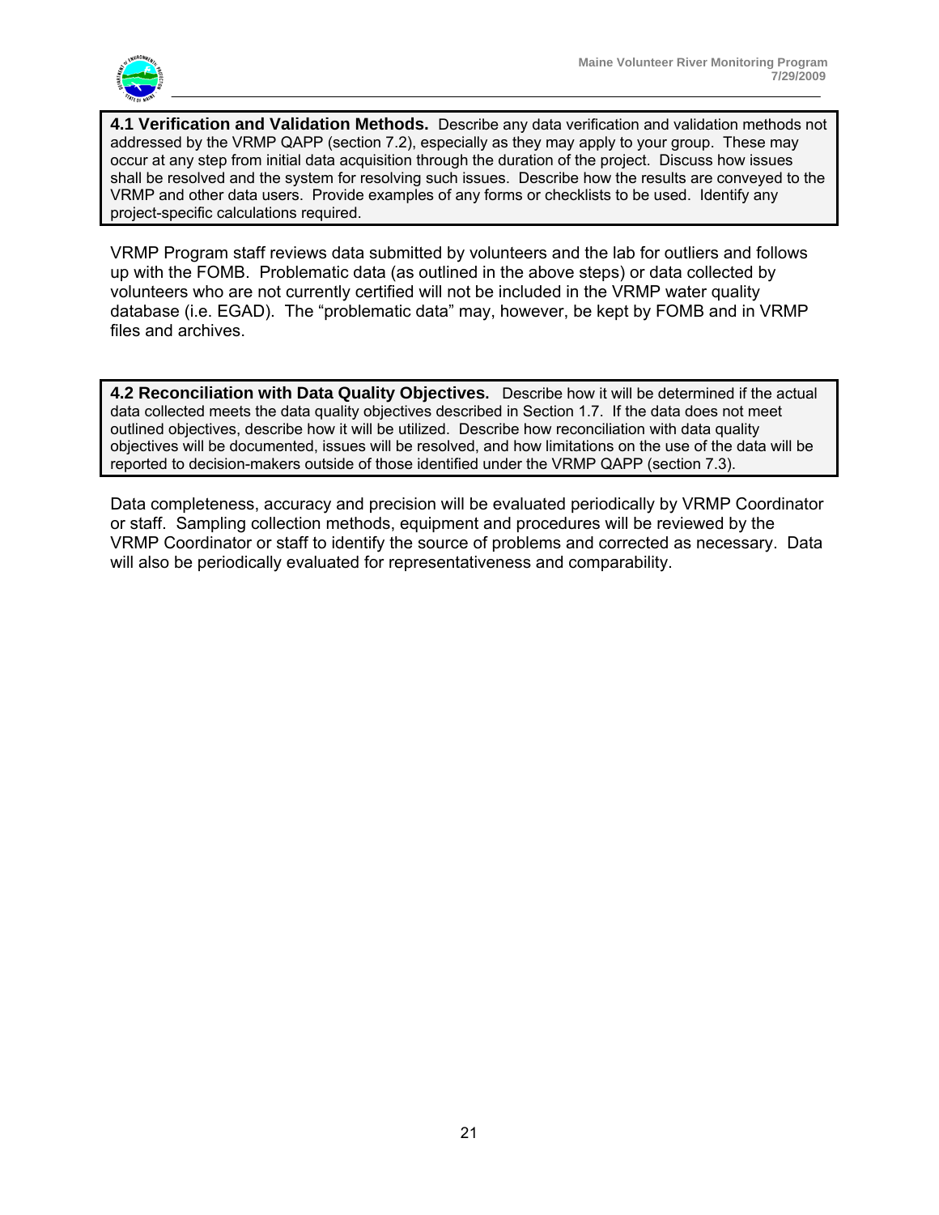**4.1 Verification and Validation Methods.** Describe any data verification and validation methods not addressed by the VRMP QAPP (section 7.2), especially as they may apply to your group. These may occur at any step from initial data acquisition through the duration of the project. Discuss how issues shall be resolved and the system for resolving such issues. Describe how the results are conveyed to the VRMP and other data users. Provide examples of any forms or checklists to be used. Identify any project-specific calculations required.

VRMP Program staff reviews data submitted by volunteers and the lab for outliers and follows up with the FOMB. Problematic data (as outlined in the above steps) or data collected by volunteers who are not currently certified will not be included in the VRMP water quality database (i.e. EGAD). The "problematic data" may, however, be kept by FOMB and in VRMP files and archives.

**4.2 Reconciliation with Data Quality Objectives.** Describe how it will be determined if the actual data collected meets the data quality objectives described in Section 1.7. If the data does not meet outlined objectives, describe how it will be utilized. Describe how reconciliation with data quality objectives will be documented, issues will be resolved, and how limitations on the use of the data will be reported to decision-makers outside of those identified under the VRMP QAPP (section 7.3).

Data completeness, accuracy and precision will be evaluated periodically by VRMP Coordinator or staff. Sampling collection methods, equipment and procedures will be reviewed by the VRMP Coordinator or staff to identify the source of problems and corrected as necessary. Data will also be periodically evaluated for representativeness and comparability.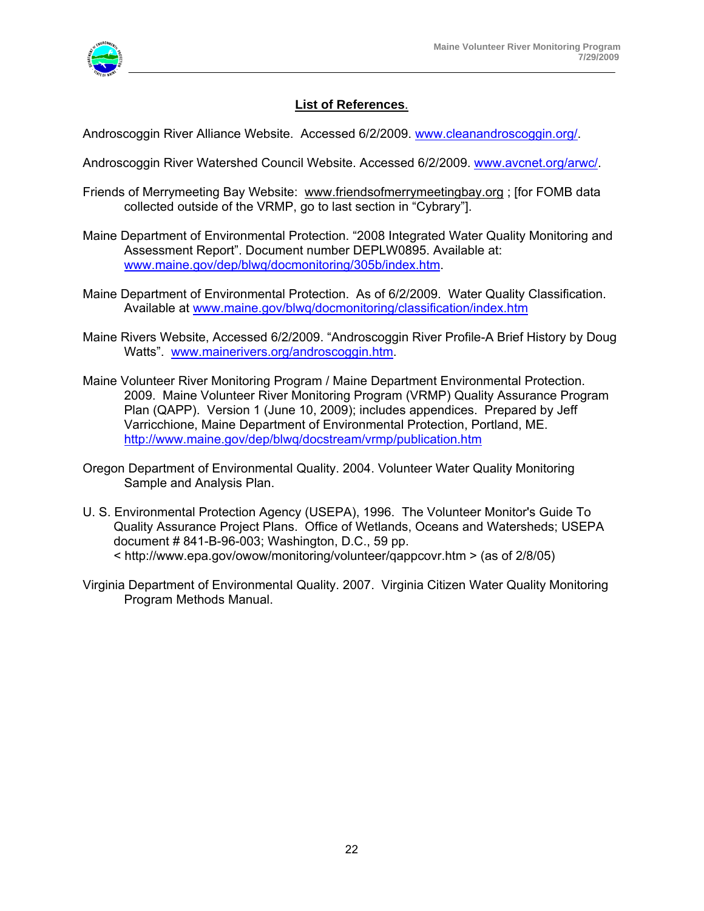## List of References.

Androscoggin River Alliance Website. Accessed 6/2/2009. www.cleanandroscoggin.org/.

Androscoggin River Watershed Council Website. Accessed 6/2/2009. www.avcnet.org/arwc/.

Friends of Merrymeeting Bay Website: www.friendsofmerrymeetingbay.org ; [for FOMB data collected outside of the VRMP, go to last section in "Cybrary"].

Maine Department of Environmental Protection. "2008 Integrated Water Quality Monitoring and Assessment Report". Document number DEPLW0895. Available at: www.maine.gov/dep/blwq/docmonitoring/305b/index.htm.

Maine Department of Environmental Protection. As of 6/2/2009. Water Quality Classification. Available at www.maine.gov/blwq/docmonitoring/classification/index.htm

Maine Rivers Website, Accessed 6/2/2009. "Androscoggin River Profile-A Brief History by Doug Watts". www.mainerivers.org/androscoggin.htm.

Maine Volunteer River Monitoring Program / Maine Department Environmental Protection. 2009. Maine Volunteer River Monitoring Program (VRMP) Quality Assurance Program Plan (QAPP). Version 1 (June 10, 2009); includes appendices. Prepared by Jeff Varricchione, Maine Department of Environmental Protection, Portland, ME. http://www.maine.gov/dep/blwq/docstream/vrmp/publication.htm

Oregon Department of Environmental Quality. 2004. Volunteer Water Quality Monitoring Sample and Analysis Plan.

U. S. Environmental Protection Agency (USEPA), 1996. The Volunteer Monitor's Guide To Quality Assurance Project Plans. Office of Wetlands, Oceans and Watersheds; USEPA document # 841-B-96-003; Washington, D.C., 59 pp. < http://www.epa.gov/owow/monitoring/volunteer/qappcovr.htm > (as of 2/8/05)

Virginia Department of Environmental Quality. 2007. Virginia Citizen Water Quality Monitoring Program Methods Manual.